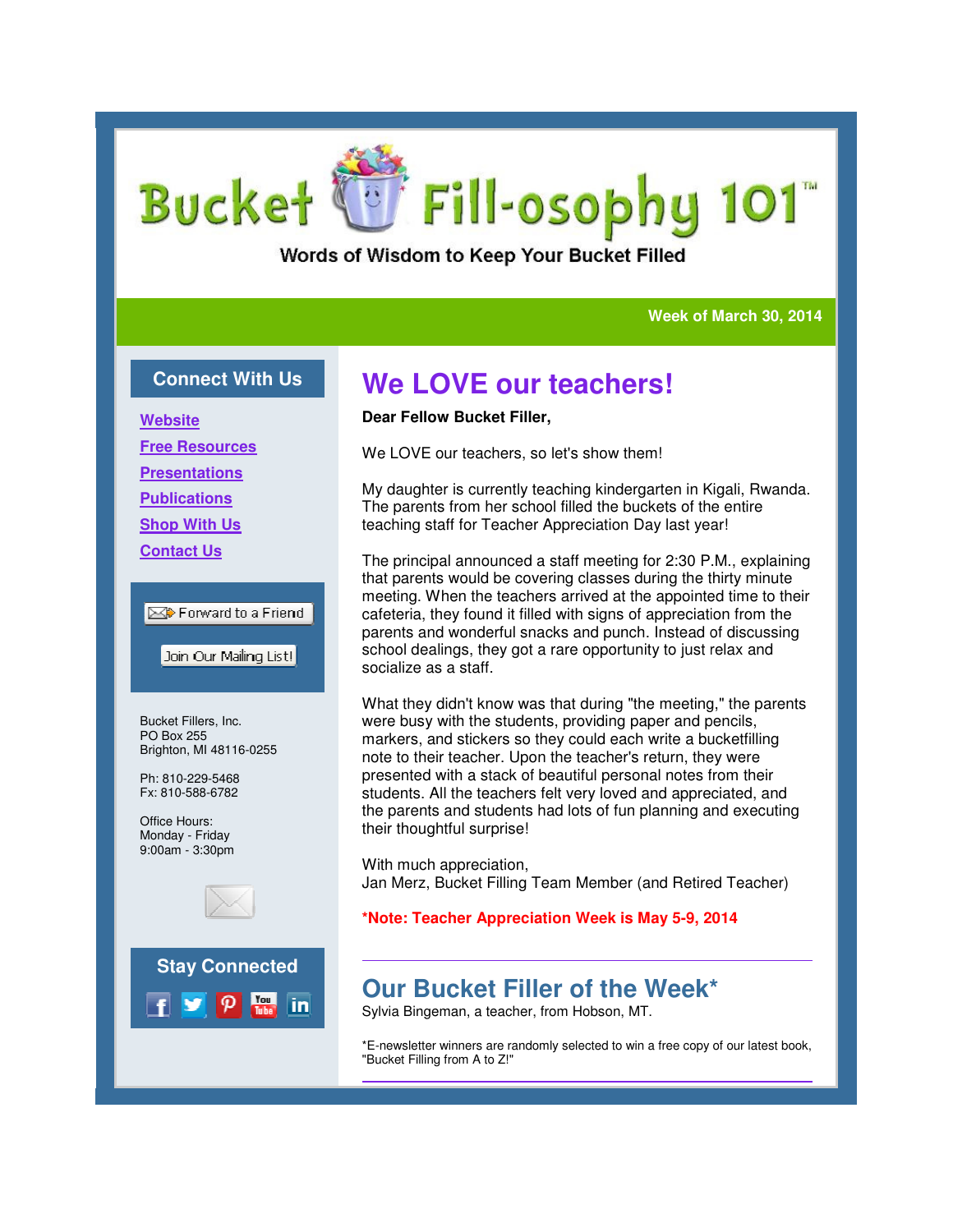# Bucket Fill-osophy 101™

Words of Wisdom to Keep Your Bucket Filled

**Week of March 30, 2014**

## We LOVE our teachers!

**Dear Fellow Bucket Filler,**

We LOVE our teachers, so let's show them!

My daughter is currently teaching kindergarten in Kigali, Rwanda. The parents from her school filled the buckets of the entire teaching staff for Teacher Appreciation Day last year!

The principal announced a staff meeting for 2:30 P.M., explaining that parents would be covering classes during the thirty minute meeting. When the teachers arrived at the appointed time to their cafeteria, they found it filled with signs of appreciation from the parents and wonderful snacks and punch. Instead of discussing school dealings, they got a rare opportunity to just relax and socialize as a staff.

What they didn't know was that during "the meeting," the parents were busy with the students, providing paper and pencils, markers, and stickers so they could each write a bucketfilling note to their teacher. Upon the teacher's return, they were presented with a stack of beautiful personal notes from their students. All the teachers felt very loved and appreciated, and the parents and students had lots of fun planning and executing their thoughtful surprise!

With much appreciation,
Jan Merz, Bucket Filling Team Member (and Retired Teacher)

**\*Note: Teacher Appreciation Week is May 5-9, 2014**

---

## Our Bucket Filler of the Week*

Sylvia Bingeman, a teacher, from Hobson, MT.

*E-newsletter winners are randomly selected to win a free copy of our latest book, "Bucket Filling from A to Z!"

---

### Connect With Us

- Website
- Free Resources
- Presentations
- Publications
- Shop With Us
- Contact Us

Forward to a Friend

Join Our Mailing List!

Bucket Fillers, Inc.
PO Box 255
Brighton, MI 48116-0255

Ph: 810-229-5468
Fx: 810-588-6782

Office Hours:
Monday - Friday
9:00am - 3:30pm

### Stay Connected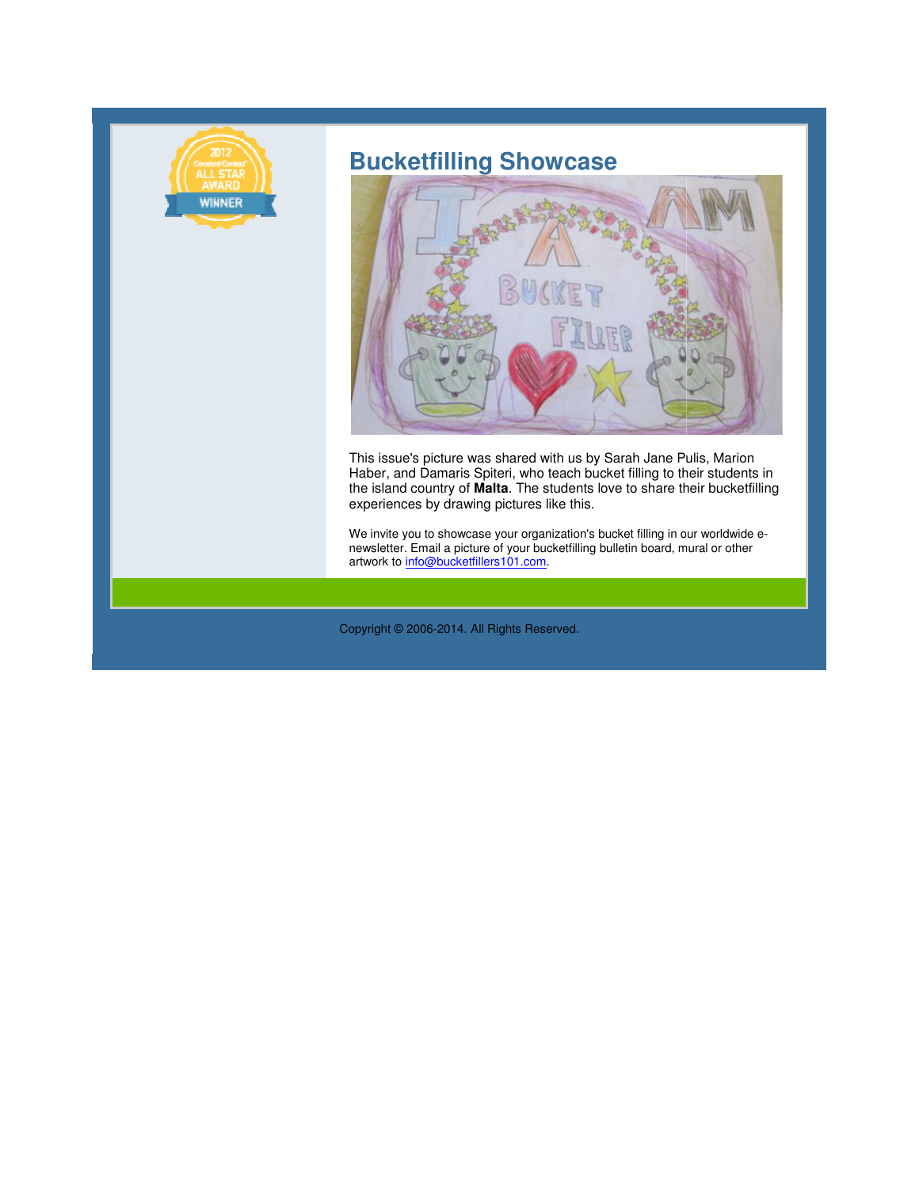## Bucketfilling Showcase

This issue's picture was shared with us by Sarah Jane Pulis, Marion Haber, and Damaris Spiteri, who teach bucket filling to their students in the island country of **Malta**. The students love to share their bucketfilling experiences by drawing pictures like this.

We invite you to showcase your organization's bucket filling in our worldwide e-newsletter. Email a picture of your bucketfilling bulletin board, mural or other artwork to info@bucketfillers101.com.

Copyright © 2006-2014. All Rights Reserved.